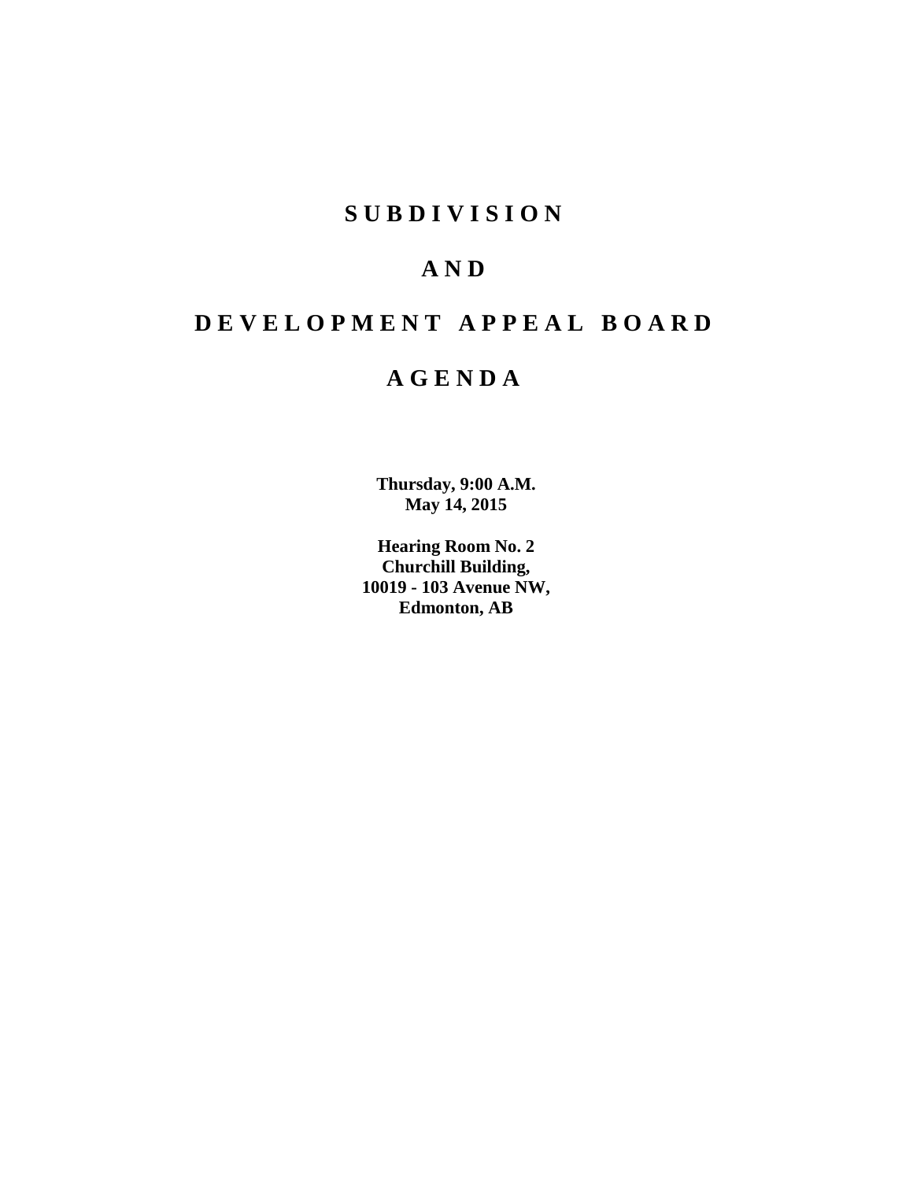# SUBDIVISION

# AND

# DEVELOPMENT APPEAL BOARD

# AGENDA

**Thursday, 9:00 A.M.**
**May 14, 2015**

**Hearing Room No. 2**
**Churchill Building,**
**10019 - 103 Avenue NW,**
**Edmonton, AB**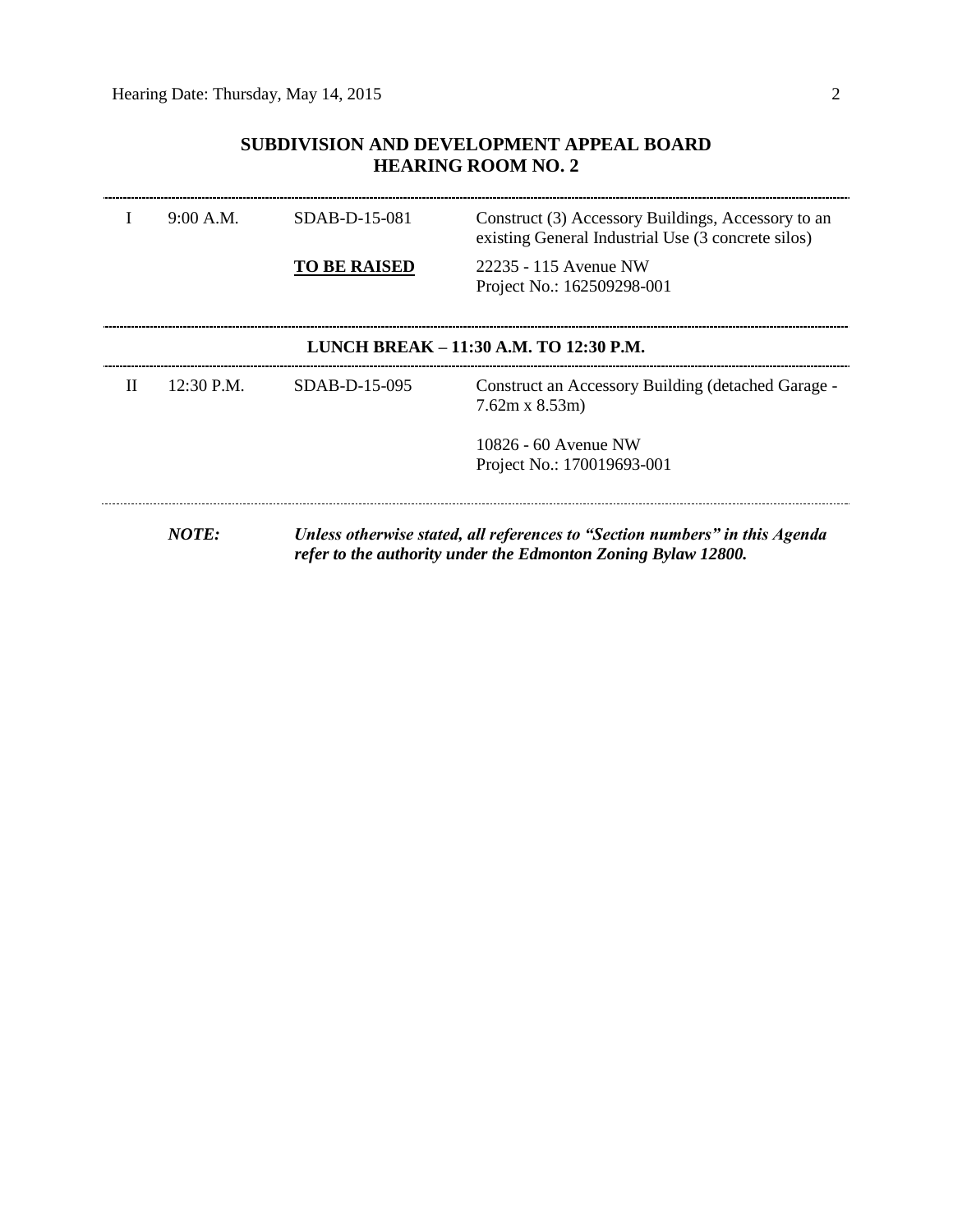## SUBDIVISION AND DEVELOPMENT APPEAL BOARD
## HEARING ROOM NO. 2

| | | | |
|---|---|---|---|
| I | 9:00 A.M. | SDAB-D-15-081 | Construct (3) Accessory Buildings, Accessory to an existing General Industrial Use (3 concrete silos) |
| | | **TO BE RAISED** | 22235 - 115 Avenue NW<br>Project No.: 162509298-001 |

**LUNCH BREAK – 11:30 A.M. TO 12:30 P.M.**

| | | | |
|---|---|---|---|
| II | 12:30 P.M. | SDAB-D-15-095 | Construct an Accessory Building (detached Garage - 7.62m x 8.53m) |
| | | | 10826 - 60 Avenue NW<br>Project No.: 170019693-001 |

***NOTE:*** ***Unless otherwise stated, all references to "Section numbers" in this Agenda refer to the authority under the Edmonton Zoning Bylaw 12800.***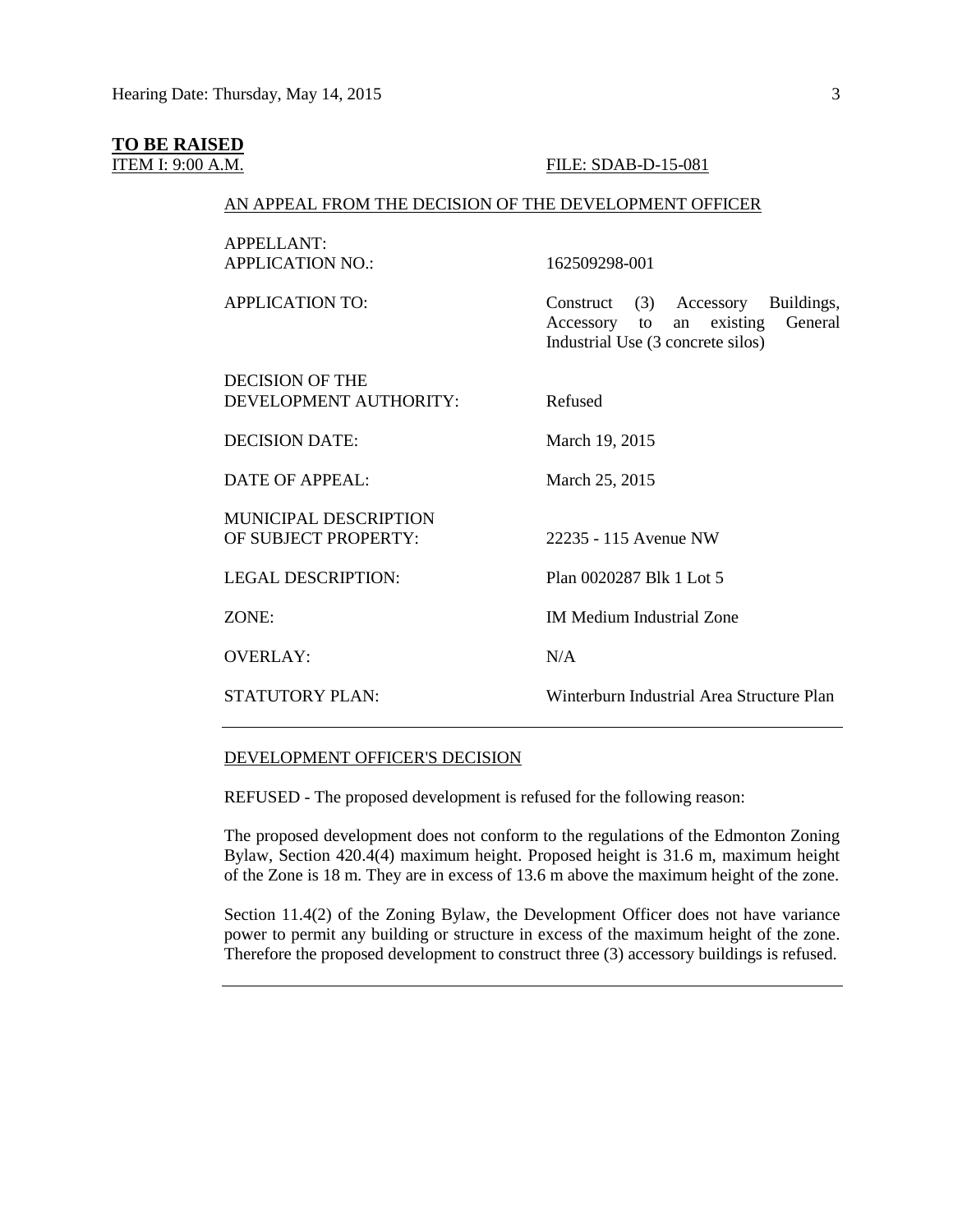**TO BE RAISED**

ITEM I: 9:00 A.M. FILE: SDAB-D-15-081

AN APPEAL FROM THE DECISION OF THE DEVELOPMENT OFFICER

| | |
|---|---|
| APPELLANT: | |
| APPLICATION NO.: | 162509298-001 |
| APPLICATION TO: | Construct (3) Accessory Buildings, Accessory to an existing General Industrial Use (3 concrete silos) |
| DECISION OF THE DEVELOPMENT AUTHORITY: | Refused |
| DECISION DATE: | March 19, 2015 |
| DATE OF APPEAL: | March 25, 2015 |
| MUNICIPAL DESCRIPTION OF SUBJECT PROPERTY: | 22235 - 115 Avenue NW |
| LEGAL DESCRIPTION: | Plan 0020287 Blk 1 Lot 5 |
| ZONE: | IM Medium Industrial Zone |
| OVERLAY: | N/A |
| STATUTORY PLAN: | Winterburn Industrial Area Structure Plan |

---

DEVELOPMENT OFFICER'S DECISION

REFUSED - The proposed development is refused for the following reason:

The proposed development does not conform to the regulations of the Edmonton Zoning Bylaw, Section 420.4(4) maximum height. Proposed height is 31.6 m, maximum height of the Zone is 18 m. They are in excess of 13.6 m above the maximum height of the zone.

Section 11.4(2) of the Zoning Bylaw, the Development Officer does not have variance power to permit any building or structure in excess of the maximum height of the zone. Therefore the proposed development to construct three (3) accessory buildings is refused.

---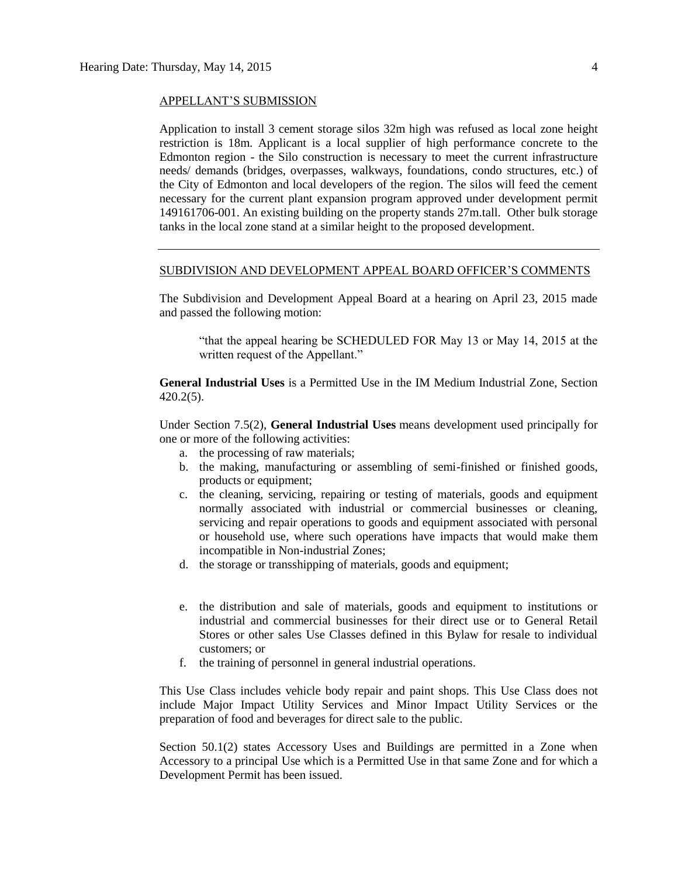## APPELLANT'S SUBMISSION

Application to install 3 cement storage silos 32m high was refused as local zone height restriction is 18m. Applicant is a local supplier of high performance concrete to the Edmonton region - the Silo construction is necessary to meet the current infrastructure needs/ demands (bridges, overpasses, walkways, foundations, condo structures, etc.) of the City of Edmonton and local developers of the region. The silos will feed the cement necessary for the current plant expansion program approved under development permit 149161706-001. An existing building on the property stands 27m.tall. Other bulk storage tanks in the local zone stand at a similar height to the proposed development.

---

## SUBDIVISION AND DEVELOPMENT APPEAL BOARD OFFICER'S COMMENTS

The Subdivision and Development Appeal Board at a hearing on April 23, 2015 made and passed the following motion:

> "that the appeal hearing be SCHEDULED FOR May 13 or May 14, 2015 at the written request of the Appellant."

**General Industrial Uses** is a Permitted Use in the IM Medium Industrial Zone, Section 420.2(5).

Under Section 7.5(2), **General Industrial Uses** means development used principally for one or more of the following activities:

a. the processing of raw materials;
b. the making, manufacturing or assembling of semi-finished or finished goods, products or equipment;
c. the cleaning, servicing, repairing or testing of materials, goods and equipment normally associated with industrial or commercial businesses or cleaning, servicing and repair operations to goods and equipment associated with personal or household use, where such operations have impacts that would make them incompatible in Non-industrial Zones;
d. the storage or transshipping of materials, goods and equipment;
e. the distribution and sale of materials, goods and equipment to institutions or industrial and commercial businesses for their direct use or to General Retail Stores or other sales Use Classes defined in this Bylaw for resale to individual customers; or
f. the training of personnel in general industrial operations.

This Use Class includes vehicle body repair and paint shops. This Use Class does not include Major Impact Utility Services and Minor Impact Utility Services or the preparation of food and beverages for direct sale to the public.

Section 50.1(2) states Accessory Uses and Buildings are permitted in a Zone when Accessory to a principal Use which is a Permitted Use in that same Zone and for which a Development Permit has been issued.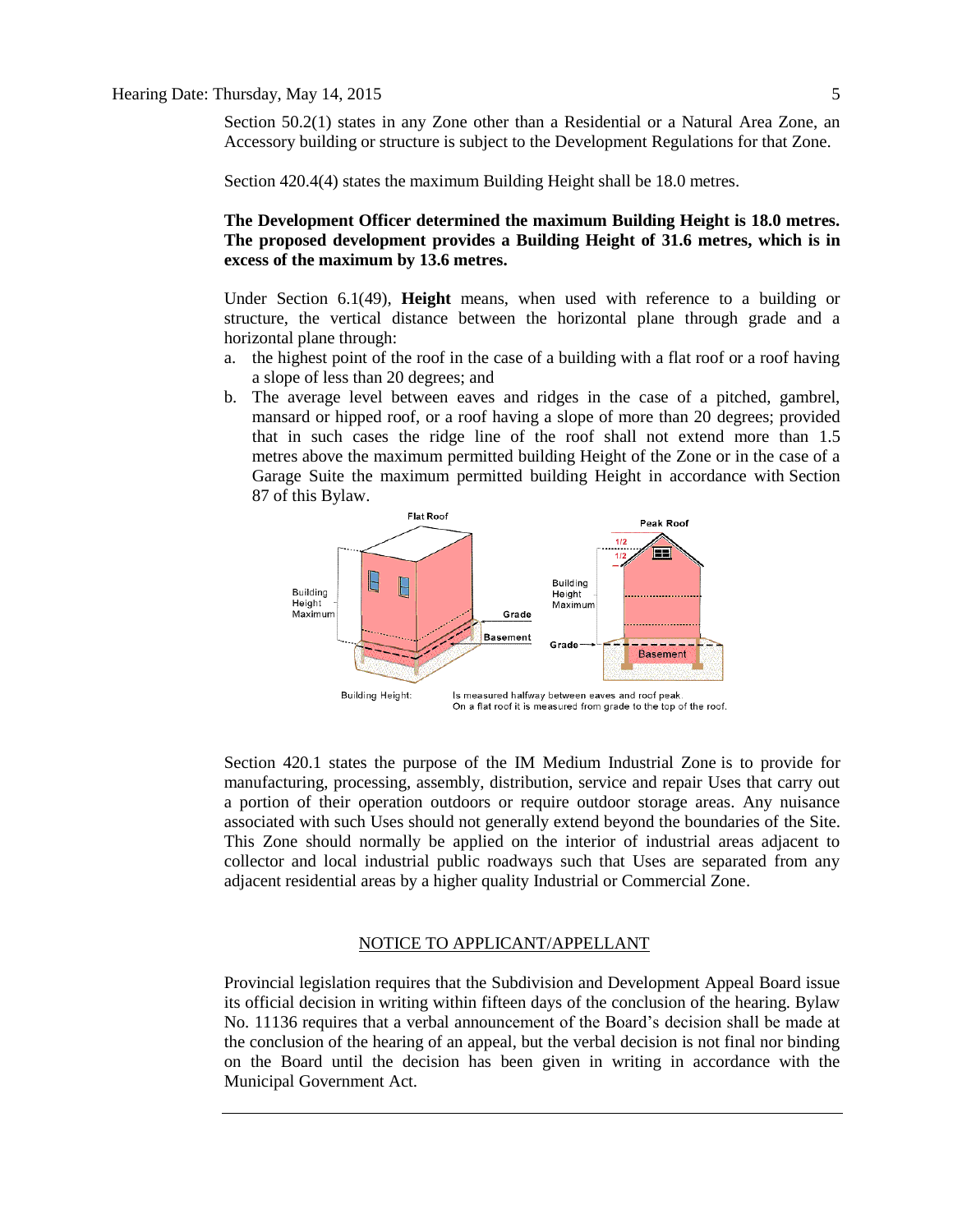Section 50.2(1) states in any Zone other than a Residential or a Natural Area Zone, an Accessory building or structure is subject to the Development Regulations for that Zone.

Section 420.4(4) states the maximum Building Height shall be 18.0 metres.

**The Development Officer determined the maximum Building Height is 18.0 metres. The proposed development provides a Building Height of 31.6 metres, which is in excess of the maximum by 13.6 metres.**

Under Section 6.1(49), **Height** means, when used with reference to a building or structure, the vertical distance between the horizontal plane through grade and a horizontal plane through:

a. the highest point of the roof in the case of a building with a flat roof or a roof having a slope of less than 20 degrees; and
b. The average level between eaves and ridges in the case of a pitched, gambrel, mansard or hipped roof, or a roof having a slope of more than 20 degrees; provided that in such cases the ridge line of the roof shall not extend more than 1.5 metres above the maximum permitted building Height of the Zone or in the case of a Garage Suite the maximum permitted building Height in accordance with Section 87 of this Bylaw.

Building Height: Is measured halfway between eaves and roof peak. On a flat roof it is measured from grade to the top of the roof.

Section 420.1 states the purpose of the IM Medium Industrial Zone is to provide for manufacturing, processing, assembly, distribution, service and repair Uses that carry out a portion of their operation outdoors or require outdoor storage areas. Any nuisance associated with such Uses should not generally extend beyond the boundaries of the Site. This Zone should normally be applied on the interior of industrial areas adjacent to collector and local industrial public roadways such that Uses are separated from any adjacent residential areas by a higher quality Industrial or Commercial Zone.

## NOTICE TO APPLICANT/APPELLANT

Provincial legislation requires that the Subdivision and Development Appeal Board issue its official decision in writing within fifteen days of the conclusion of the hearing. Bylaw No. 11136 requires that a verbal announcement of the Board's decision shall be made at the conclusion of the hearing of an appeal, but the verbal decision is not final nor binding on the Board until the decision has been given in writing in accordance with the Municipal Government Act.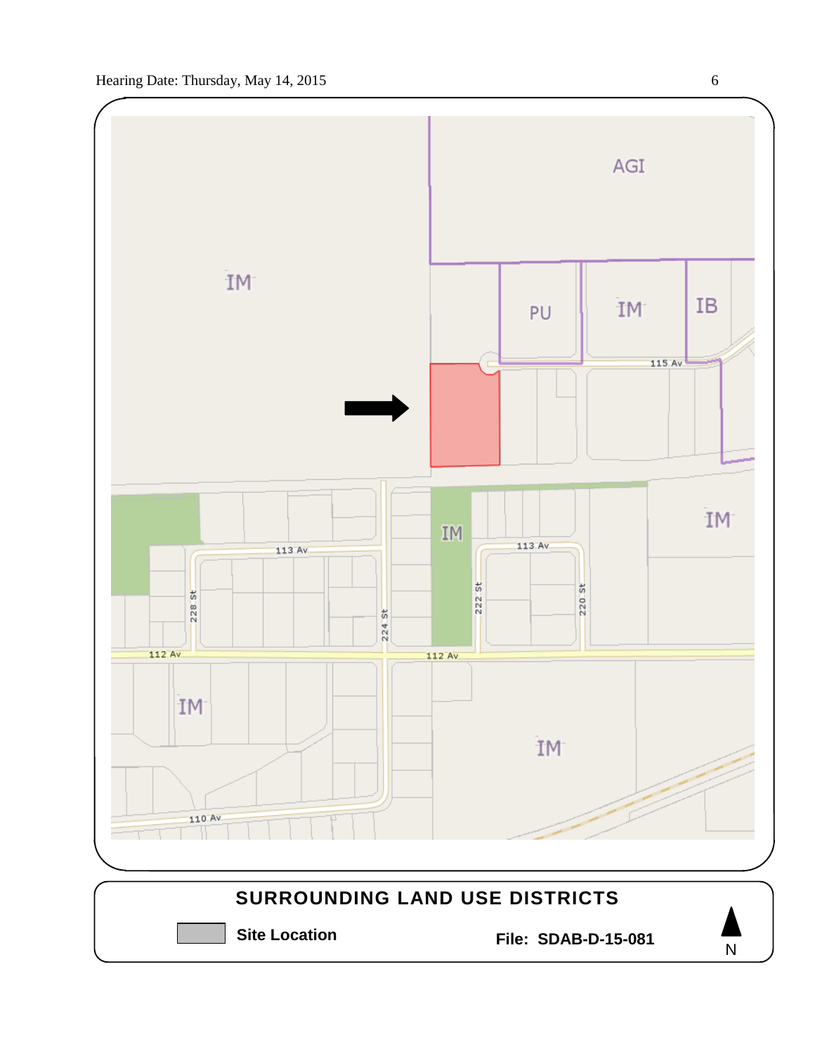| IM | AGI |
|---|---|
| | PU | IM | IB |

115 Av

IM

113 Av

228 St

224 St

222 St

113 Av

220 St

IM

112 Av

112 Av

IM

IM

110 Av

## SURROUNDING LAND USE DISTRICTS

**Site Location**

**File: SDAB-D-15-081**

N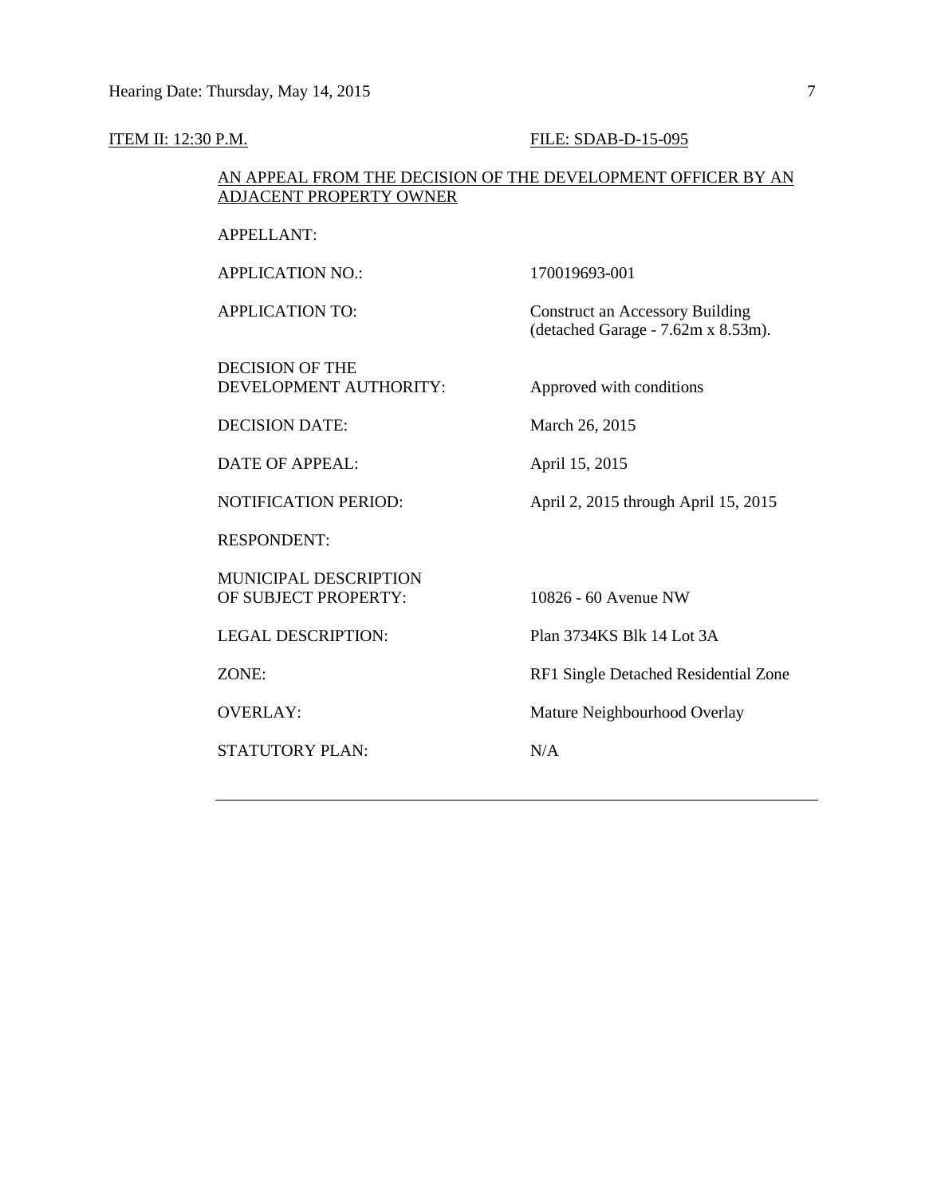ITEM II: 12:30 P.M. FILE: SDAB-D-15-095

AN APPEAL FROM THE DECISION OF THE DEVELOPMENT OFFICER BY AN ADJACENT PROPERTY OWNER

| | |
|---|---|
| APPELLANT: | |
| APPLICATION NO.: | 170019693-001 |
| APPLICATION TO: | Construct an Accessory Building (detached Garage - 7.62m x 8.53m). |
| DECISION OF THE DEVELOPMENT AUTHORITY: | Approved with conditions |
| DECISION DATE: | March 26, 2015 |
| DATE OF APPEAL: | April 15, 2015 |
| NOTIFICATION PERIOD: | April 2, 2015 through April 15, 2015 |
| RESPONDENT: | |
| MUNICIPAL DESCRIPTION OF SUBJECT PROPERTY: | 10826 - 60 Avenue NW |
| LEGAL DESCRIPTION: | Plan 3734KS Blk 14 Lot 3A |
| ZONE: | RF1 Single Detached Residential Zone |
| OVERLAY: | Mature Neighbourhood Overlay |
| STATUTORY PLAN: | N/A |

---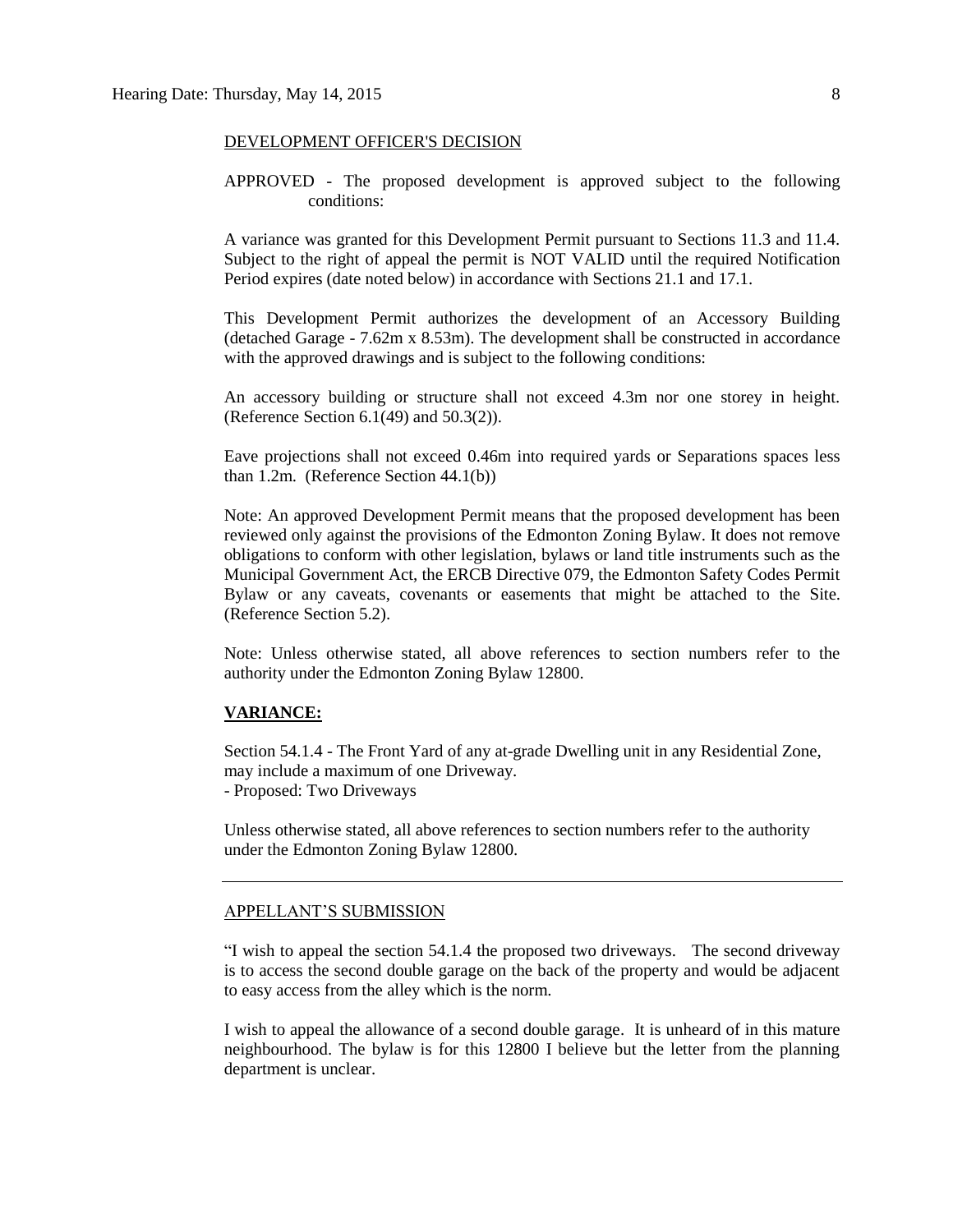DEVELOPMENT OFFICER'S DECISION

APPROVED - The proposed development is approved subject to the following conditions:

A variance was granted for this Development Permit pursuant to Sections 11.3 and 11.4. Subject to the right of appeal the permit is NOT VALID until the required Notification Period expires (date noted below) in accordance with Sections 21.1 and 17.1.

This Development Permit authorizes the development of an Accessory Building (detached Garage - 7.62m x 8.53m). The development shall be constructed in accordance with the approved drawings and is subject to the following conditions:

An accessory building or structure shall not exceed 4.3m nor one storey in height. (Reference Section 6.1(49) and 50.3(2)).

Eave projections shall not exceed 0.46m into required yards or Separations spaces less than 1.2m. (Reference Section 44.1(b))

Note: An approved Development Permit means that the proposed development has been reviewed only against the provisions of the Edmonton Zoning Bylaw. It does not remove obligations to conform with other legislation, bylaws or land title instruments such as the Municipal Government Act, the ERCB Directive 079, the Edmonton Safety Codes Permit Bylaw or any caveats, covenants or easements that might be attached to the Site. (Reference Section 5.2).

Note: Unless otherwise stated, all above references to section numbers refer to the authority under the Edmonton Zoning Bylaw 12800.

**VARIANCE:**

Section 54.1.4 - The Front Yard of any at-grade Dwelling unit in any Residential Zone, may include a maximum of one Driveway.
- Proposed: Two Driveways

Unless otherwise stated, all above references to section numbers refer to the authority under the Edmonton Zoning Bylaw 12800.

---

APPELLANT'S SUBMISSION

"I wish to appeal the section 54.1.4 the proposed two driveways. The second driveway is to access the second double garage on the back of the property and would be adjacent to easy access from the alley which is the norm.

I wish to appeal the allowance of a second double garage. It is unheard of in this mature neighbourhood. The bylaw is for this 12800 I believe but the letter from the planning department is unclear.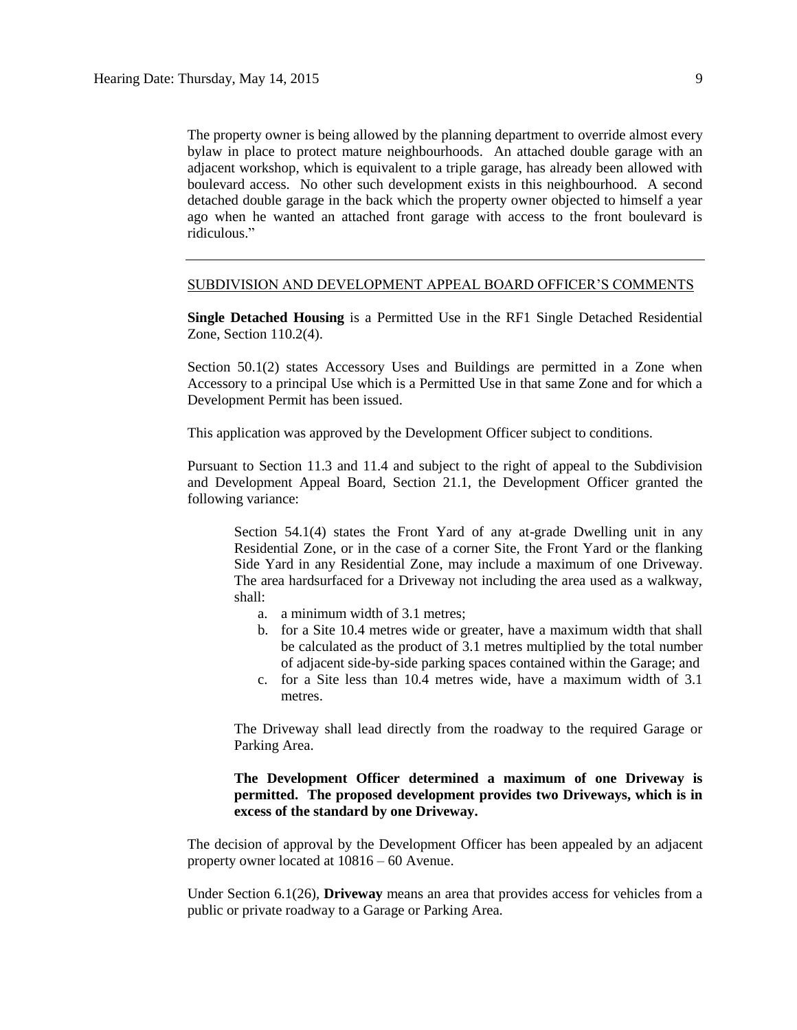The property owner is being allowed by the planning department to override almost every bylaw in place to protect mature neighbourhoods. An attached double garage with an adjacent workshop, which is equivalent to a triple garage, has already been allowed with boulevard access. No other such development exists in this neighbourhood. A second detached double garage in the back which the property owner objected to himself a year ago when he wanted an attached front garage with access to the front boulevard is ridiculous."

---

SUBDIVISION AND DEVELOPMENT APPEAL BOARD OFFICER'S COMMENTS

**Single Detached Housing** is a Permitted Use in the RF1 Single Detached Residential Zone, Section 110.2(4).

Section 50.1(2) states Accessory Uses and Buildings are permitted in a Zone when Accessory to a principal Use which is a Permitted Use in that same Zone and for which a Development Permit has been issued.

This application was approved by the Development Officer subject to conditions.

Pursuant to Section 11.3 and 11.4 and subject to the right of appeal to the Subdivision and Development Appeal Board, Section 21.1, the Development Officer granted the following variance:

> Section 54.1(4) states the Front Yard of any at-grade Dwelling unit in any Residential Zone, or in the case of a corner Site, the Front Yard or the flanking Side Yard in any Residential Zone, may include a maximum of one Driveway. The area hardsurfaced for a Driveway not including the area used as a walkway, shall:
>
> a. a minimum width of 3.1 metres;
> b. for a Site 10.4 metres wide or greater, have a maximum width that shall be calculated as the product of 3.1 metres multiplied by the total number of adjacent side-by-side parking spaces contained within the Garage; and
> c. for a Site less than 10.4 metres wide, have a maximum width of 3.1 metres.
>
> The Driveway shall lead directly from the roadway to the required Garage or Parking Area.
>
> **The Development Officer determined a maximum of one Driveway is permitted. The proposed development provides two Driveways, which is in excess of the standard by one Driveway.**

The decision of approval by the Development Officer has been appealed by an adjacent property owner located at 10816 – 60 Avenue.

Under Section 6.1(26), **Driveway** means an area that provides access for vehicles from a public or private roadway to a Garage or Parking Area.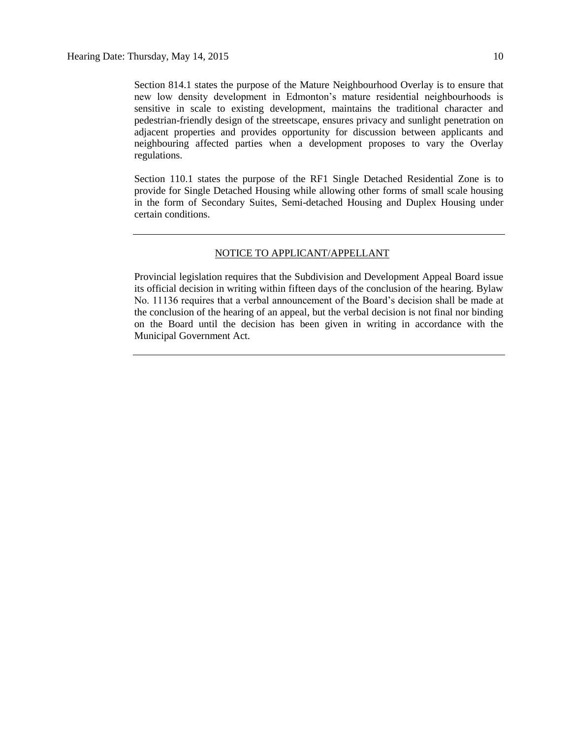Section 814.1 states the purpose of the Mature Neighbourhood Overlay is to ensure that new low density development in Edmonton's mature residential neighbourhoods is sensitive in scale to existing development, maintains the traditional character and pedestrian-friendly design of the streetscape, ensures privacy and sunlight penetration on adjacent properties and provides opportunity for discussion between applicants and neighbouring affected parties when a development proposes to vary the Overlay regulations.

Section 110.1 states the purpose of the RF1 Single Detached Residential Zone is to provide for Single Detached Housing while allowing other forms of small scale housing in the form of Secondary Suites, Semi-detached Housing and Duplex Housing under certain conditions.

---

NOTICE TO APPLICANT/APPELLANT

Provincial legislation requires that the Subdivision and Development Appeal Board issue its official decision in writing within fifteen days of the conclusion of the hearing. Bylaw No. 11136 requires that a verbal announcement of the Board's decision shall be made at the conclusion of the hearing of an appeal, but the verbal decision is not final nor binding on the Board until the decision has been given in writing in accordance with the Municipal Government Act.

---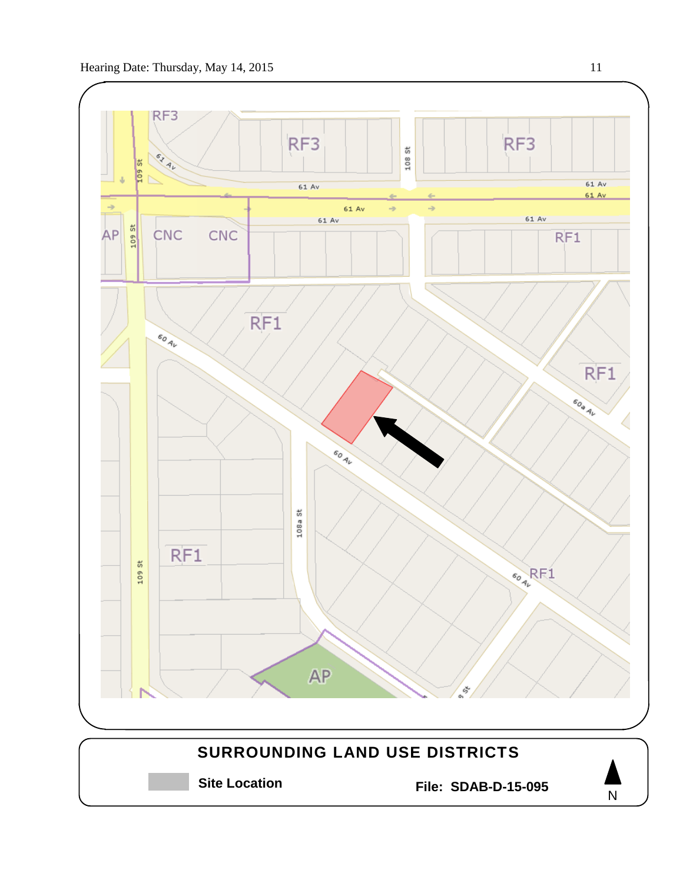SURROUNDING LAND USE DISTRICTS

Site Location

File: SDAB-D-15-095

N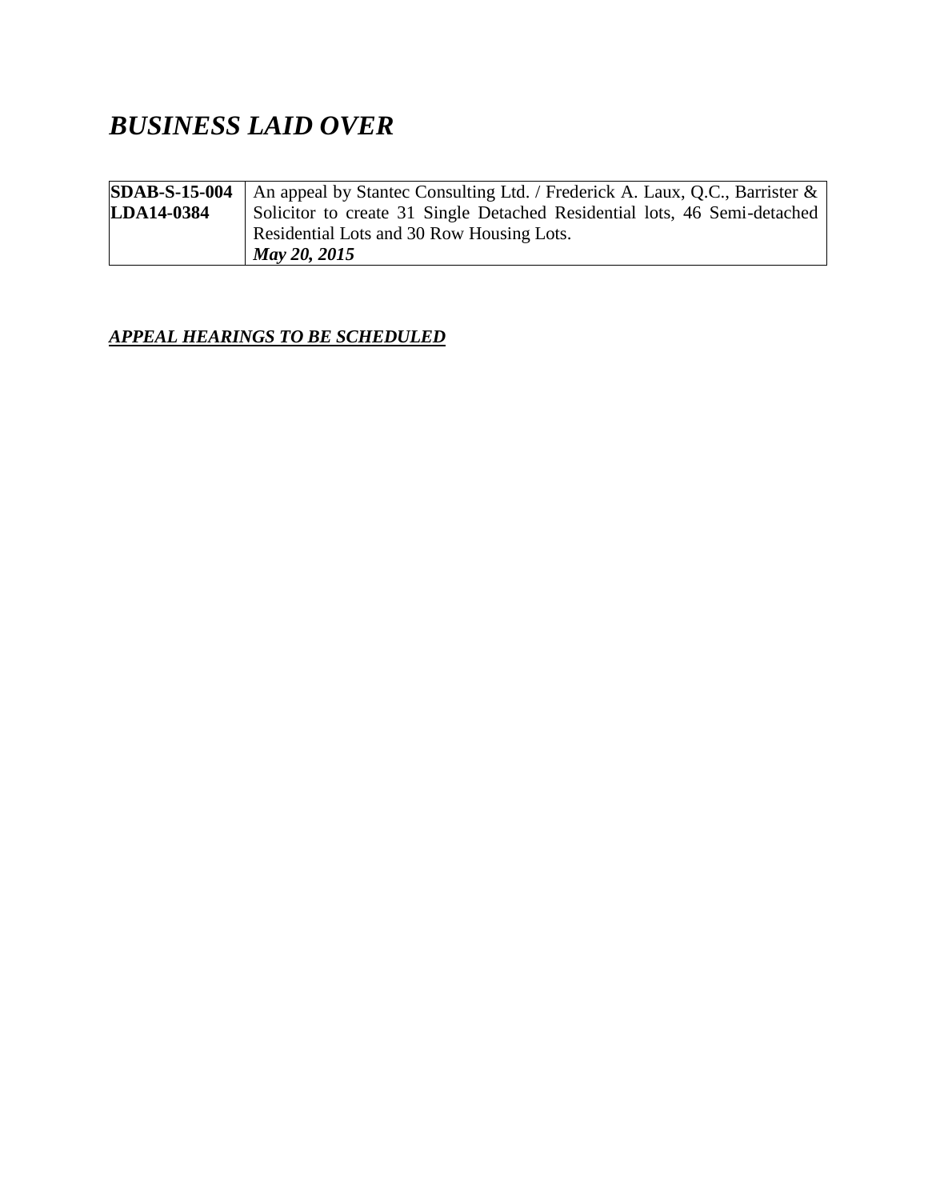# *BUSINESS LAID OVER*

| | |
|---|---|
| **SDAB-S-15-004**<br>**LDA14-0384** | An appeal by Stantec Consulting Ltd. / Frederick A. Laux, Q.C., Barrister & Solicitor to create 31 Single Detached Residential lots, 46 Semi-detached Residential Lots and 30 Row Housing Lots.<br>***May 20, 2015*** |

***APPEAL HEARINGS TO BE SCHEDULED***